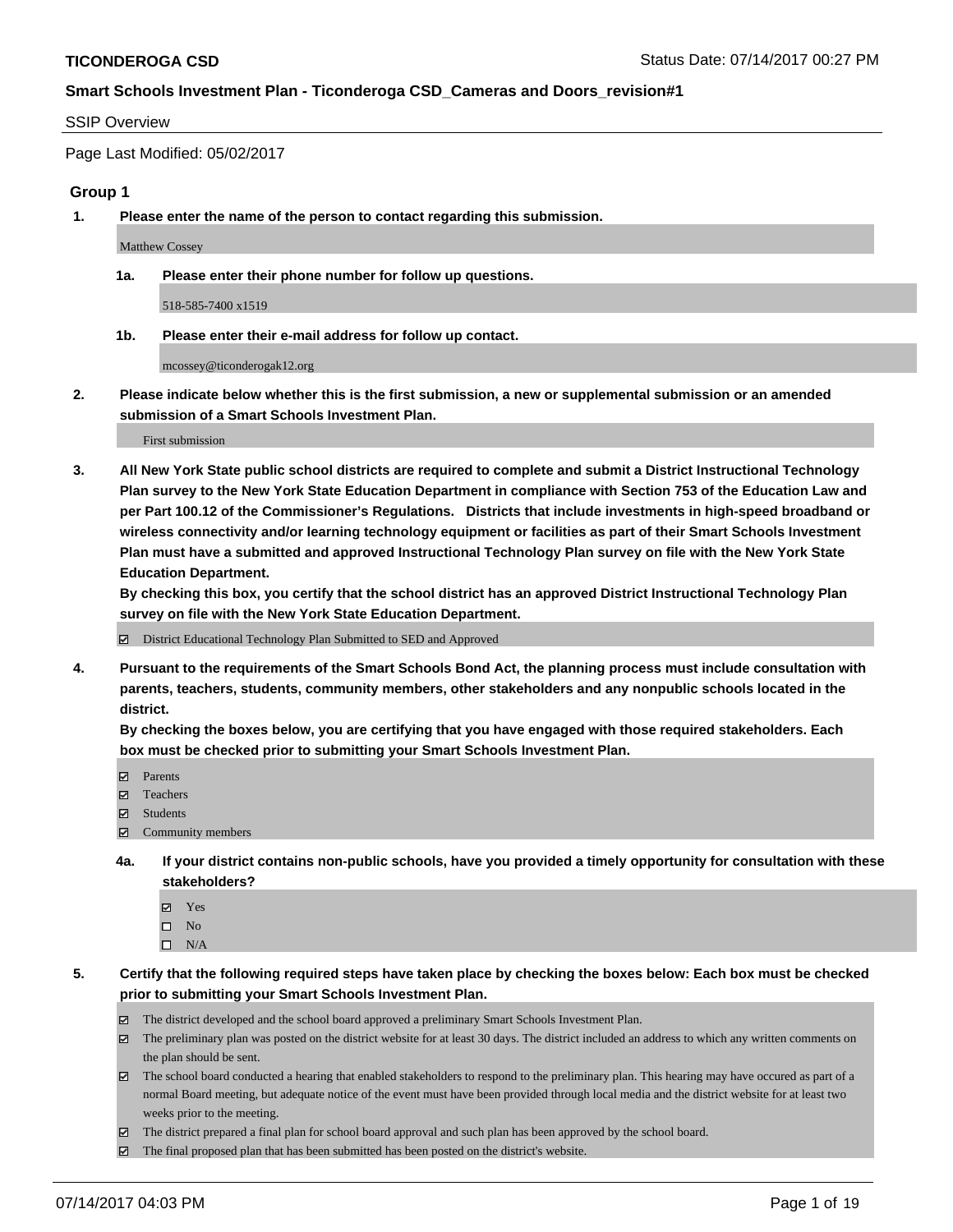**TICONDEROGA CSD** Status Date: 07/14/2017 00:27 PM

**Smart Schools Investment Plan - Ticonderoga CSD_Cameras and Doors_revision#1**

SSIP Overview

Page Last Modified: 05/02/2017

## Group 1

**1. Please enter the name of the person to contact regarding this submission.**

Matthew Cossey

**1a. Please enter their phone number for follow up questions.**

518-585-7400 x1519

**1b. Please enter their e-mail address for follow up contact.**

mcossey@ticonderogak12.org

**2. Please indicate below whether this is the first submission, a new or supplemental submission or an amended submission of a Smart Schools Investment Plan.**

First submission

**3. All New York State public school districts are required to complete and submit a District Instructional Technology Plan survey to the New York State Education Department in compliance with Section 753 of the Education Law and per Part 100.12 of the Commissioner's Regulations. Districts that include investments in high-speed broadband or wireless connectivity and/or learning technology equipment or facilities as part of their Smart Schools Investment Plan must have a submitted and approved Instructional Technology Plan survey on file with the New York State Education Department.**
**By checking this box, you certify that the school district has an approved District Instructional Technology Plan survey on file with the New York State Education Department.**

- ☑ District Educational Technology Plan Submitted to SED and Approved

**4. Pursuant to the requirements of the Smart Schools Bond Act, the planning process must include consultation with parents, teachers, students, community members, other stakeholders and any nonpublic schools located in the district.**
**By checking the boxes below, you are certifying that you have engaged with those required stakeholders. Each box must be checked prior to submitting your Smart Schools Investment Plan.**

- ☑ Parents
- ☑ Teachers
- ☑ Students
- ☑ Community members

**4a. If your district contains non-public schools, have you provided a timely opportunity for consultation with these stakeholders?**

- ☑ Yes
- ☐ No
- ☐ N/A

**5. Certify that the following required steps have taken place by checking the boxes below: Each box must be checked prior to submitting your Smart Schools Investment Plan.**

- ☑ The district developed and the school board approved a preliminary Smart Schools Investment Plan.
- ☑ The preliminary plan was posted on the district website for at least 30 days. The district included an address to which any written comments on the plan should be sent.
- ☑ The school board conducted a hearing that enabled stakeholders to respond to the preliminary plan. This hearing may have occured as part of a normal Board meeting, but adequate notice of the event must have been provided through local media and the district website for at least two weeks prior to the meeting.
- ☑ The district prepared a final plan for school board approval and such plan has been approved by the school board.
- ☑ The final proposed plan that has been submitted has been posted on the district's website.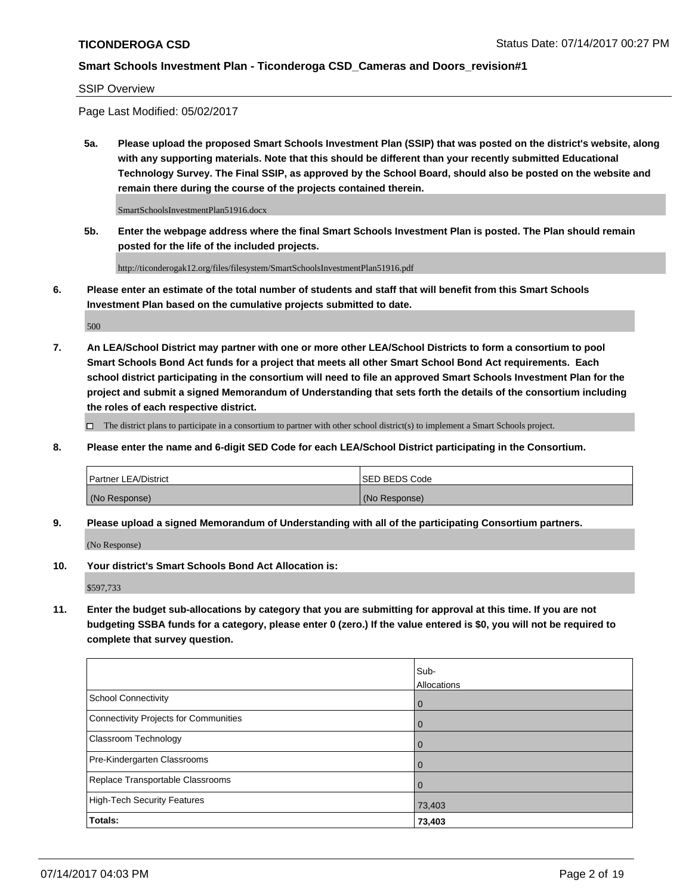SSIP Overview

Page Last Modified: 05/02/2017

**5a. Please upload the proposed Smart Schools Investment Plan (SSIP) that was posted on the district's website, along with any supporting materials. Note that this should be different than your recently submitted Educational Technology Survey. The Final SSIP, as approved by the School Board, should also be posted on the website and remain there during the course of the projects contained therein.**

SmartSchoolsInvestmentPlan51916.docx

**5b. Enter the webpage address where the final Smart Schools Investment Plan is posted. The Plan should remain posted for the life of the included projects.**

http://ticonderogak12.org/files/filesystem/SmartSchoolsInvestmentPlan51916.pdf

**6. Please enter an estimate of the total number of students and staff that will benefit from this Smart Schools Investment Plan based on the cumulative projects submitted to date.**

500

**7. An LEA/School District may partner with one or more other LEA/School Districts to form a consortium to pool Smart Schools Bond Act funds for a project that meets all other Smart School Bond Act requirements. Each school district participating in the consortium will need to file an approved Smart Schools Investment Plan for the project and submit a signed Memorandum of Understanding that sets forth the details of the consortium including the roles of each respective district.**

☐ The district plans to participate in a consortium to partner with other school district(s) to implement a Smart Schools project.

**8. Please enter the name and 6-digit SED Code for each LEA/School District participating in the Consortium.**

| Partner LEA/District | SED BEDS Code |
|---|---|
| (No Response) | (No Response) |

**9. Please upload a signed Memorandum of Understanding with all of the participating Consortium partners.**

(No Response)

**10. Your district's Smart Schools Bond Act Allocation is:**

$597,733

**11. Enter the budget sub-allocations by category that you are submitting for approval at this time. If you are not budgeting SSBA funds for a category, please enter 0 (zero.) If the value entered is $0, you will not be required to complete that survey question.**

| | Sub-Allocations |
|---|---|
| School Connectivity | 0 |
| Connectivity Projects for Communities | 0 |
| Classroom Technology | 0 |
| Pre-Kindergarten Classrooms | 0 |
| Replace Transportable Classrooms | 0 |
| High-Tech Security Features | 73,403 |
| **Totals:** | **73,403** |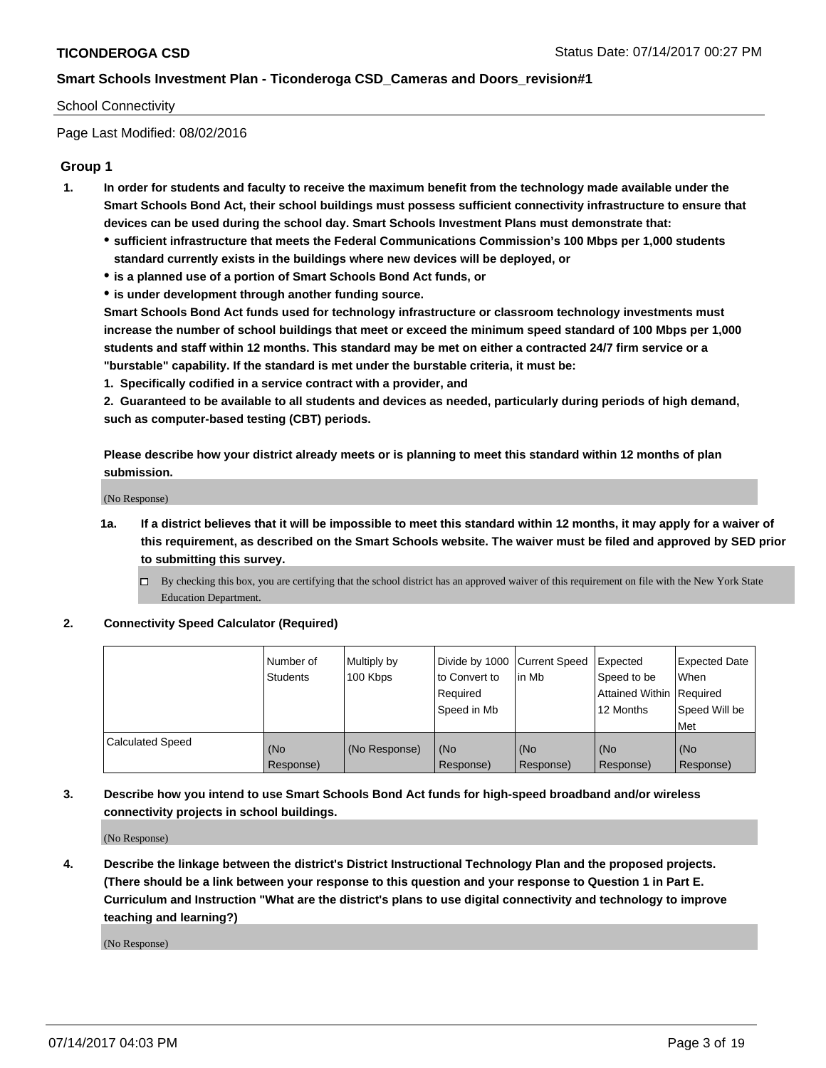School Connectivity

Page Last Modified: 08/02/2016

## Group 1

**1. In order for students and faculty to receive the maximum benefit from the technology made available under the Smart Schools Bond Act, their school buildings must possess sufficient connectivity infrastructure to ensure that devices can be used during the school day. Smart Schools Investment Plans must demonstrate that:**

- **sufficient infrastructure that meets the Federal Communications Commission's 100 Mbps per 1,000 students standard currently exists in the buildings where new devices will be deployed, or**
- **is a planned use of a portion of Smart Schools Bond Act funds, or**
- **is under development through another funding source.**

**Smart Schools Bond Act funds used for technology infrastructure or classroom technology investments must increase the number of school buildings that meet or exceed the minimum speed standard of 100 Mbps per 1,000 students and staff within 12 months. This standard may be met on either a contracted 24/7 firm service or a "burstable" capability. If the standard is met under the burstable criteria, it must be:**

**1. Specifically codified in a service contract with a provider, and**

**2. Guaranteed to be available to all students and devices as needed, particularly during periods of high demand, such as computer-based testing (CBT) periods.**

**Please describe how your district already meets or is planning to meet this standard within 12 months of plan submission.**

(No Response)

**1a. If a district believes that it will be impossible to meet this standard within 12 months, it may apply for a waiver of this requirement, as described on the Smart Schools website. The waiver must be filed and approved by SED prior to submitting this survey.**

☐ By checking this box, you are certifying that the school district has an approved waiver of this requirement on file with the New York State Education Department.

**2. Connectivity Speed Calculator (Required)**

| | Number of Students | Multiply by 100 Kbps | Divide by 1000 to Convert to Required Speed in Mb | Current Speed in Mb | Expected Speed to be Attained Within 12 Months | Expected Date When Required Speed Will be Met |
|---|---|---|---|---|---|---|
| Calculated Speed | (No Response) | (No Response) | (No Response) | (No Response) | (No Response) | (No Response) |

**3. Describe how you intend to use Smart Schools Bond Act funds for high-speed broadband and/or wireless connectivity projects in school buildings.**

(No Response)

**4. Describe the linkage between the district's District Instructional Technology Plan and the proposed projects. (There should be a link between your response to this question and your response to Question 1 in Part E. Curriculum and Instruction "What are the district's plans to use digital connectivity and technology to improve teaching and learning?)**

(No Response)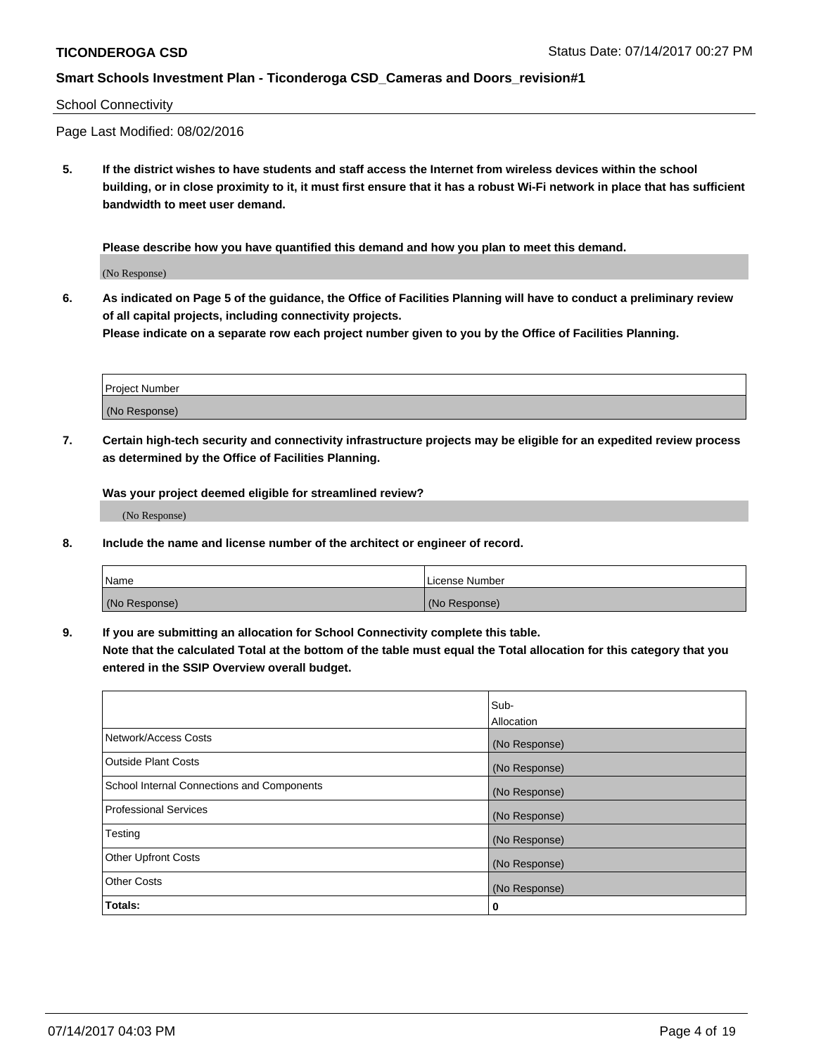School Connectivity

Page Last Modified: 08/02/2016

**5. If the district wishes to have students and staff access the Internet from wireless devices within the school building, or in close proximity to it, it must first ensure that it has a robust Wi-Fi network in place that has sufficient bandwidth to meet user demand.**

**Please describe how you have quantified this demand and how you plan to meet this demand.**

(No Response)

**6. As indicated on Page 5 of the guidance, the Office of Facilities Planning will have to conduct a preliminary review of all capital projects, including connectivity projects.**
**Please indicate on a separate row each project number given to you by the Office of Facilities Planning.**

| Project Number |
|---|
| (No Response) |

**7. Certain high-tech security and connectivity infrastructure projects may be eligible for an expedited review process as determined by the Office of Facilities Planning.**

**Was your project deemed eligible for streamlined review?**

(No Response)

**8. Include the name and license number of the architect or engineer of record.**

| Name | License Number |
|---|---|
| (No Response) | (No Response) |

**9. If you are submitting an allocation for School Connectivity complete this table.**
**Note that the calculated Total at the bottom of the table must equal the Total allocation for this category that you entered in the SSIP Overview overall budget.**

| | Sub-Allocation |
|---|---|
| Network/Access Costs | (No Response) |
| Outside Plant Costs | (No Response) |
| School Internal Connections and Components | (No Response) |
| Professional Services | (No Response) |
| Testing | (No Response) |
| Other Upfront Costs | (No Response) |
| Other Costs | (No Response) |
| **Totals:** | **0** |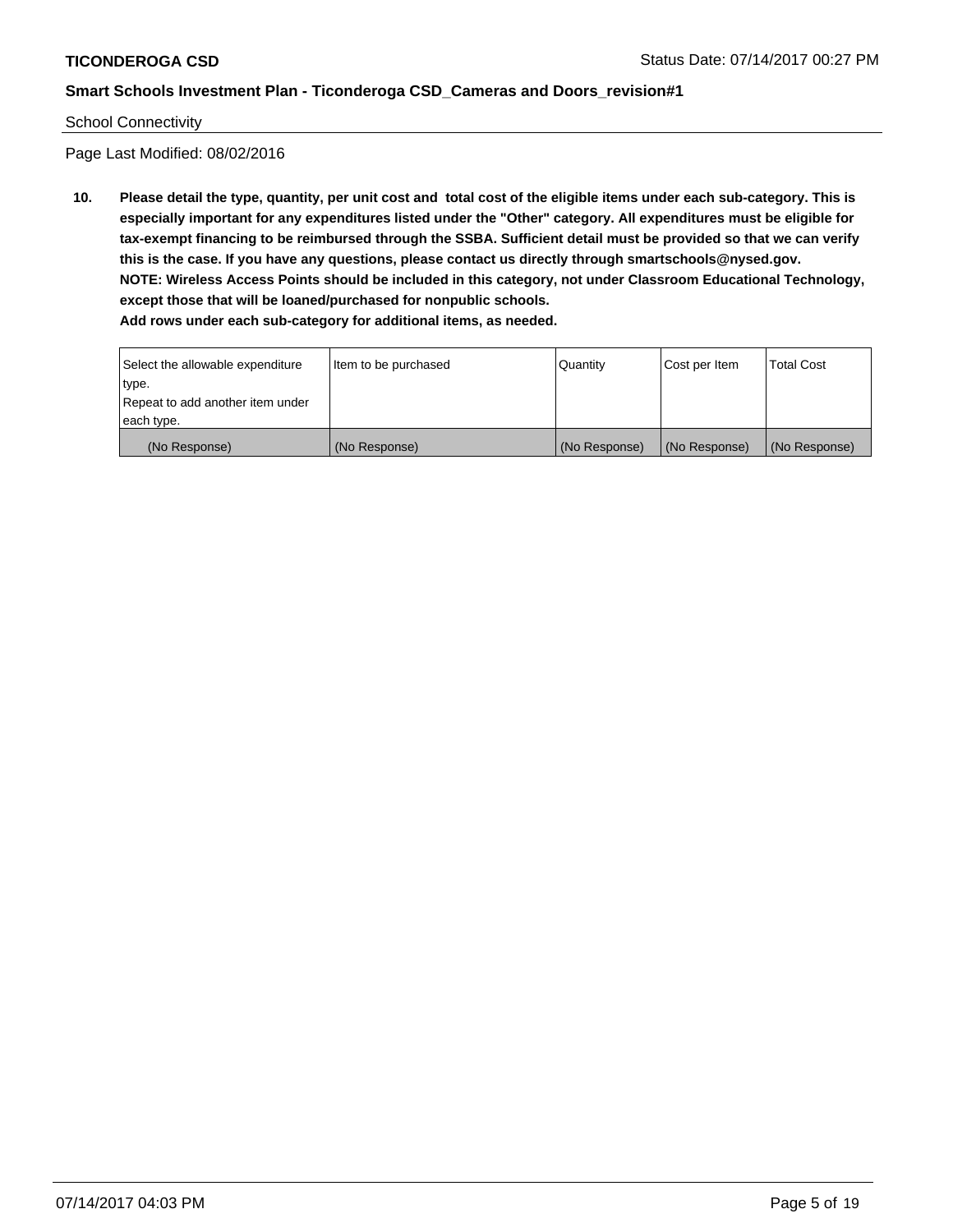School Connectivity

Page Last Modified: 08/02/2016

**10. Please detail the type, quantity, per unit cost and total cost of the eligible items under each sub-category. This is especially important for any expenditures listed under the "Other" category. All expenditures must be eligible for tax-exempt financing to be reimbursed through the SSBA. Sufficient detail must be provided so that we can verify this is the case. If you have any questions, please contact us directly through smartschools@nysed.gov. NOTE: Wireless Access Points should be included in this category, not under Classroom Educational Technology, except those that will be loaned/purchased for nonpublic schools. Add rows under each sub-category for additional items, as needed.**

| Select the allowable expenditure type. Repeat to add another item under each type. | Item to be purchased | Quantity | Cost per Item | Total Cost |
|---|---|---|---|---|
| (No Response) | (No Response) | (No Response) | (No Response) | (No Response) |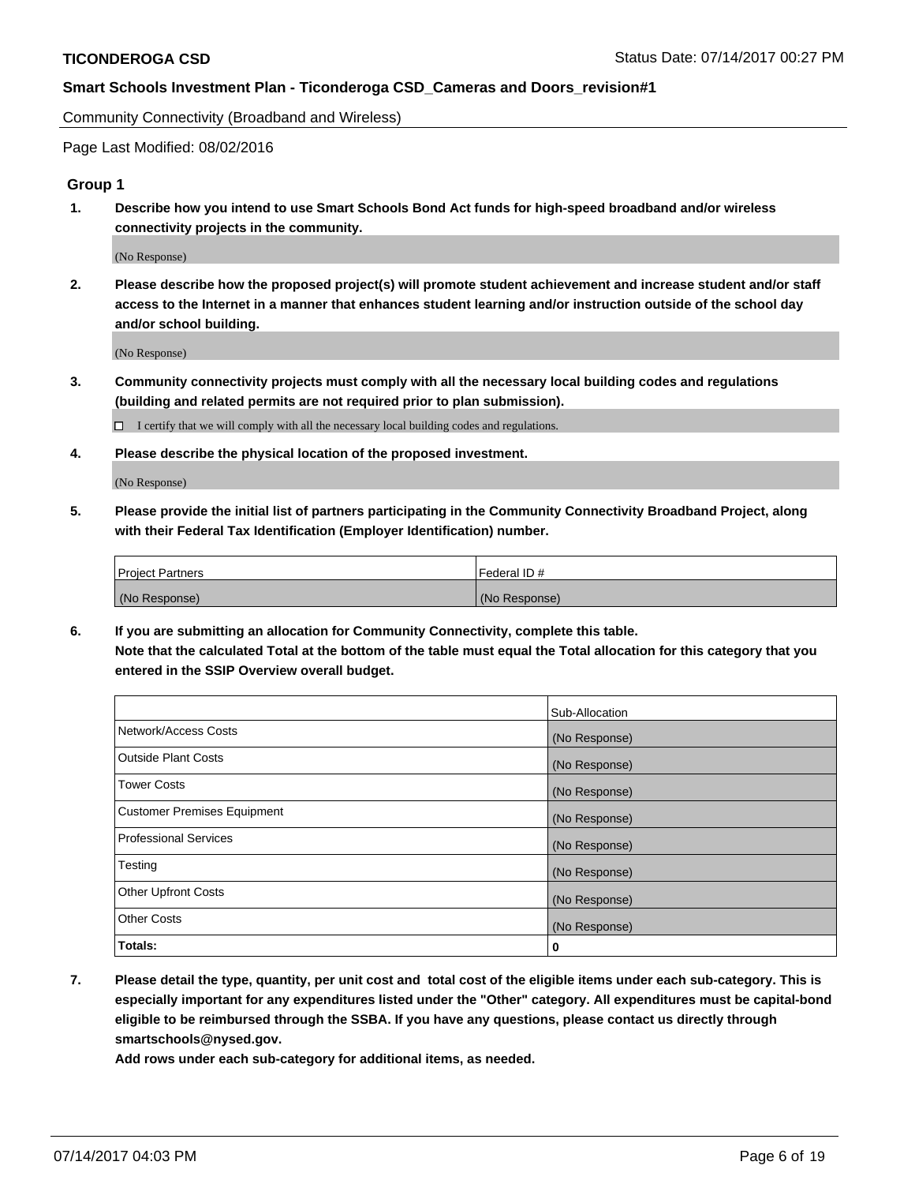Community Connectivity (Broadband and Wireless)

Page Last Modified: 08/02/2016

## Group 1

**1. Describe how you intend to use Smart Schools Bond Act funds for high-speed broadband and/or wireless connectivity projects in the community.**

(No Response)

**2. Please describe how the proposed project(s) will promote student achievement and increase student and/or staff access to the Internet in a manner that enhances student learning and/or instruction outside of the school day and/or school building.**

(No Response)

**3. Community connectivity projects must comply with all the necessary local building codes and regulations (building and related permits are not required prior to plan submission).**

☐ I certify that we will comply with all the necessary local building codes and regulations.

**4. Please describe the physical location of the proposed investment.**

(No Response)

**5. Please provide the initial list of partners participating in the Community Connectivity Broadband Project, along with their Federal Tax Identification (Employer Identification) number.**

| Project Partners | Federal ID # |
|---|---|
| (No Response) | (No Response) |

**6. If you are submitting an allocation for Community Connectivity, complete this table. Note that the calculated Total at the bottom of the table must equal the Total allocation for this category that you entered in the SSIP Overview overall budget.**

| | Sub-Allocation |
|---|---|
| Network/Access Costs | (No Response) |
| Outside Plant Costs | (No Response) |
| Tower Costs | (No Response) |
| Customer Premises Equipment | (No Response) |
| Professional Services | (No Response) |
| Testing | (No Response) |
| Other Upfront Costs | (No Response) |
| Other Costs | (No Response) |
| **Totals:** | **0** |

**7. Please detail the type, quantity, per unit cost and total cost of the eligible items under each sub-category. This is especially important for any expenditures listed under the "Other" category. All expenditures must be capital-bond eligible to be reimbursed through the SSBA. If you have any questions, please contact us directly through smartschools@nysed.gov.**

**Add rows under each sub-category for additional items, as needed.**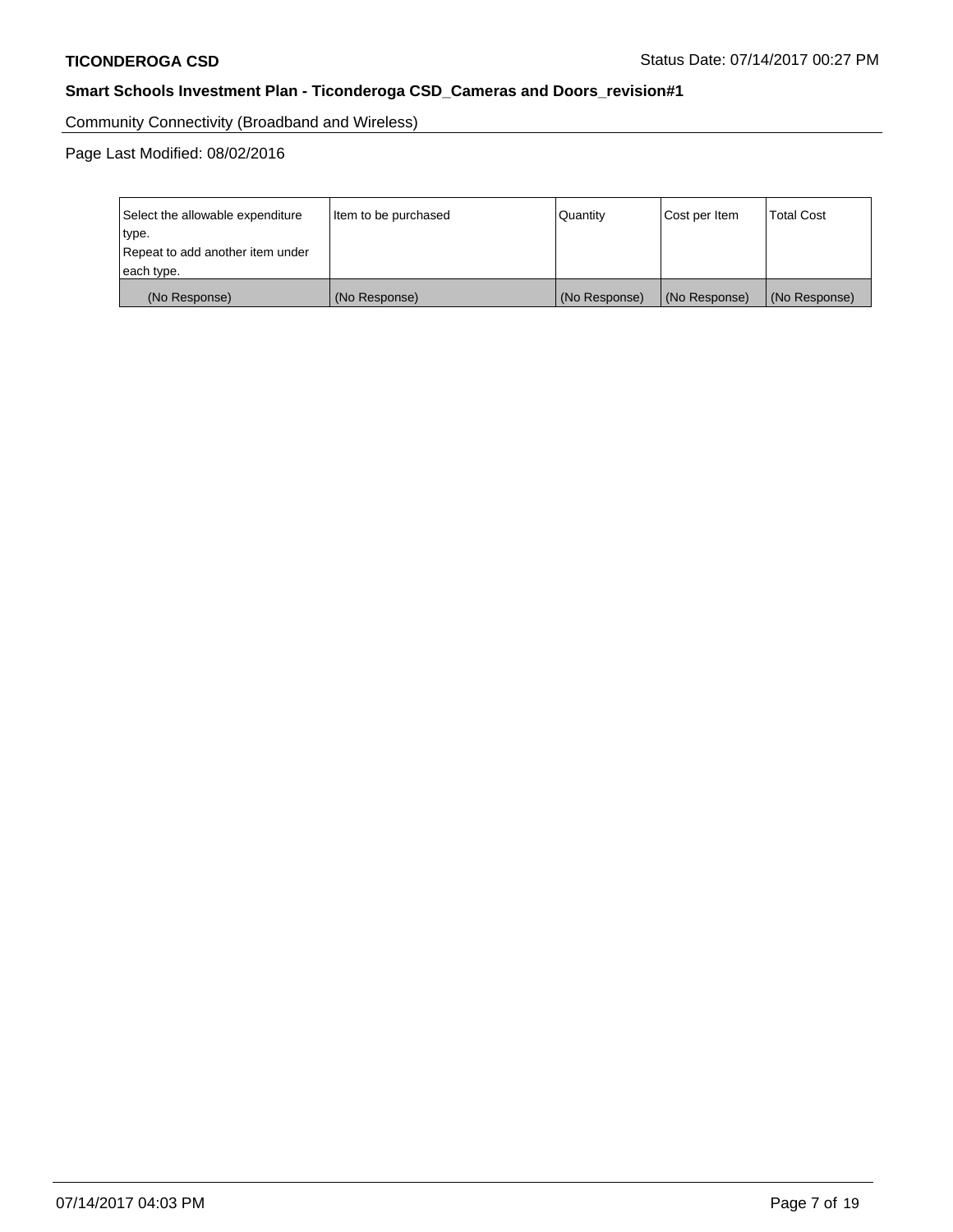Community Connectivity (Broadband and Wireless)

Page Last Modified: 08/02/2016

| Select the allowable expenditure type. Repeat to add another item under each type. | Item to be purchased | Quantity | Cost per Item | Total Cost |
| --- | --- | --- | --- | --- |
| (No Response) | (No Response) | (No Response) | (No Response) | (No Response) |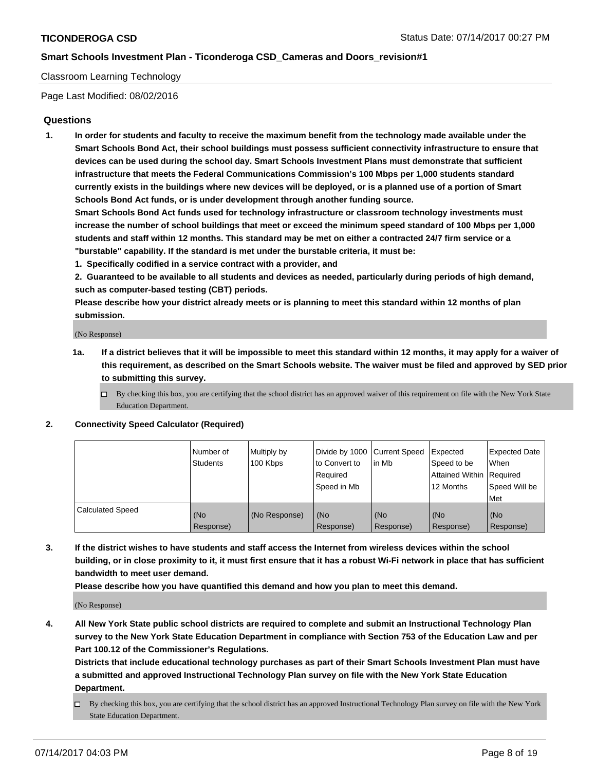Classroom Learning Technology

Page Last Modified: 08/02/2016

## Questions

1. **In order for students and faculty to receive the maximum benefit from the technology made available under the Smart Schools Bond Act, their school buildings must possess sufficient connectivity infrastructure to ensure that devices can be used during the school day. Smart Schools Investment Plans must demonstrate that sufficient infrastructure that meets the Federal Communications Commission's 100 Mbps per 1,000 students standard currently exists in the buildings where new devices will be deployed, or is a planned use of a portion of Smart Schools Bond Act funds, or is under development through another funding source.**

   **Smart Schools Bond Act funds used for technology infrastructure or classroom technology investments must increase the number of school buildings that meet or exceed the minimum speed standard of 100 Mbps per 1,000 students and staff within 12 months. This standard may be met on either a contracted 24/7 firm service or a "burstable" capability. If the standard is met under the burstable criteria, it must be:**

   **1. Specifically codified in a service contract with a provider, and**

   **2. Guaranteed to be available to all students and devices as needed, particularly during periods of high demand, such as computer-based testing (CBT) periods.**

   **Please describe how your district already meets or is planning to meet this standard within 12 months of plan submission.**

   (No Response)

   **1a. If a district believes that it will be impossible to meet this standard within 12 months, it may apply for a waiver of this requirement, as described on the Smart Schools website. The waiver must be filed and approved by SED prior to submitting this survey.**

   ☐ By checking this box, you are certifying that the school district has an approved waiver of this requirement on file with the New York State Education Department.

2. **Connectivity Speed Calculator (Required)**

| | Number of Students | Multiply by 100 Kbps | Divide by 1000 to Convert to Required Speed in Mb | Current Speed in Mb | Expected Speed to be Attained Within 12 Months | Expected Date When Required Speed Will be Met |
|---|---|---|---|---|---|---|
| Calculated Speed | (No Response) | (No Response) | (No Response) | (No Response) | (No Response) | (No Response) |

3. **If the district wishes to have students and staff access the Internet from wireless devices within the school building, or in close proximity to it, it must first ensure that it has a robust Wi-Fi network in place that has sufficient bandwidth to meet user demand.**

   **Please describe how you have quantified this demand and how you plan to meet this demand.**

   (No Response)

4. **All New York State public school districts are required to complete and submit an Instructional Technology Plan survey to the New York State Education Department in compliance with Section 753 of the Education Law and per Part 100.12 of the Commissioner's Regulations.**

   **Districts that include educational technology purchases as part of their Smart Schools Investment Plan must have a submitted and approved Instructional Technology Plan survey on file with the New York State Education Department.**

   ☐ By checking this box, you are certifying that the school district has an approved Instructional Technology Plan survey on file with the New York State Education Department.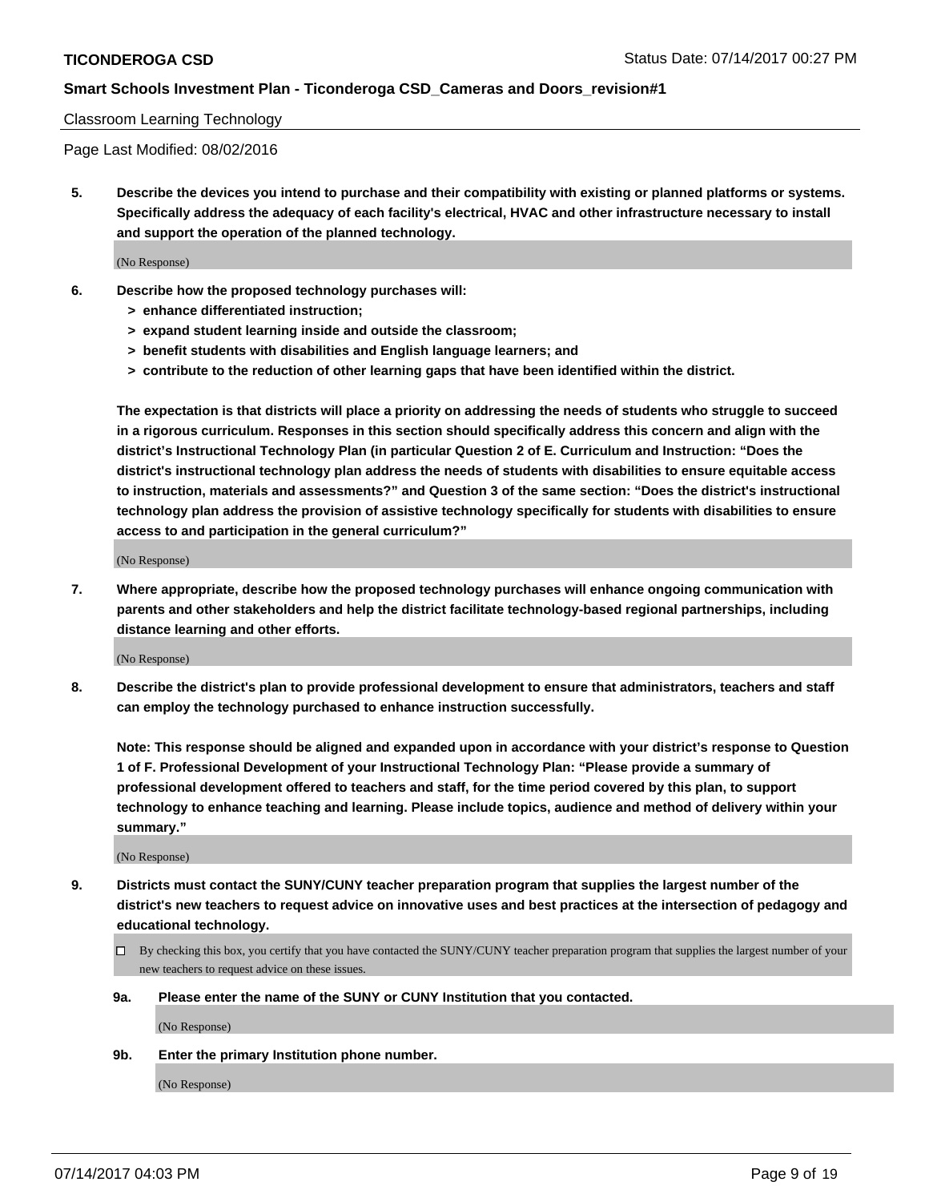Classroom Learning Technology

Page Last Modified: 08/02/2016

**5. Describe the devices you intend to purchase and their compatibility with existing or planned platforms or systems. Specifically address the adequacy of each facility's electrical, HVAC and other infrastructure necessary to install and support the operation of the planned technology.**

(No Response)

**6. Describe how the proposed technology purchases will:**

- **> enhance differentiated instruction;**
- **> expand student learning inside and outside the classroom;**
- **> benefit students with disabilities and English language learners; and**
- **> contribute to the reduction of other learning gaps that have been identified within the district.**

**The expectation is that districts will place a priority on addressing the needs of students who struggle to succeed in a rigorous curriculum. Responses in this section should specifically address this concern and align with the district's Instructional Technology Plan (in particular Question 2 of E. Curriculum and Instruction: "Does the district's instructional technology plan address the needs of students with disabilities to ensure equitable access to instruction, materials and assessments?" and Question 3 of the same section: "Does the district's instructional technology plan address the provision of assistive technology specifically for students with disabilities to ensure access to and participation in the general curriculum?"**

(No Response)

**7. Where appropriate, describe how the proposed technology purchases will enhance ongoing communication with parents and other stakeholders and help the district facilitate technology-based regional partnerships, including distance learning and other efforts.**

(No Response)

**8. Describe the district's plan to provide professional development to ensure that administrators, teachers and staff can employ the technology purchased to enhance instruction successfully.**

**Note: This response should be aligned and expanded upon in accordance with your district's response to Question 1 of F. Professional Development of your Instructional Technology Plan: "Please provide a summary of professional development offered to teachers and staff, for the time period covered by this plan, to support technology to enhance teaching and learning. Please include topics, audience and method of delivery within your summary."**

(No Response)

**9. Districts must contact the SUNY/CUNY teacher preparation program that supplies the largest number of the district's new teachers to request advice on innovative uses and best practices at the intersection of pedagogy and educational technology.**

☐ By checking this box, you certify that you have contacted the SUNY/CUNY teacher preparation program that supplies the largest number of your new teachers to request advice on these issues.

**9a. Please enter the name of the SUNY or CUNY Institution that you contacted.**

(No Response)

**9b. Enter the primary Institution phone number.**

(No Response)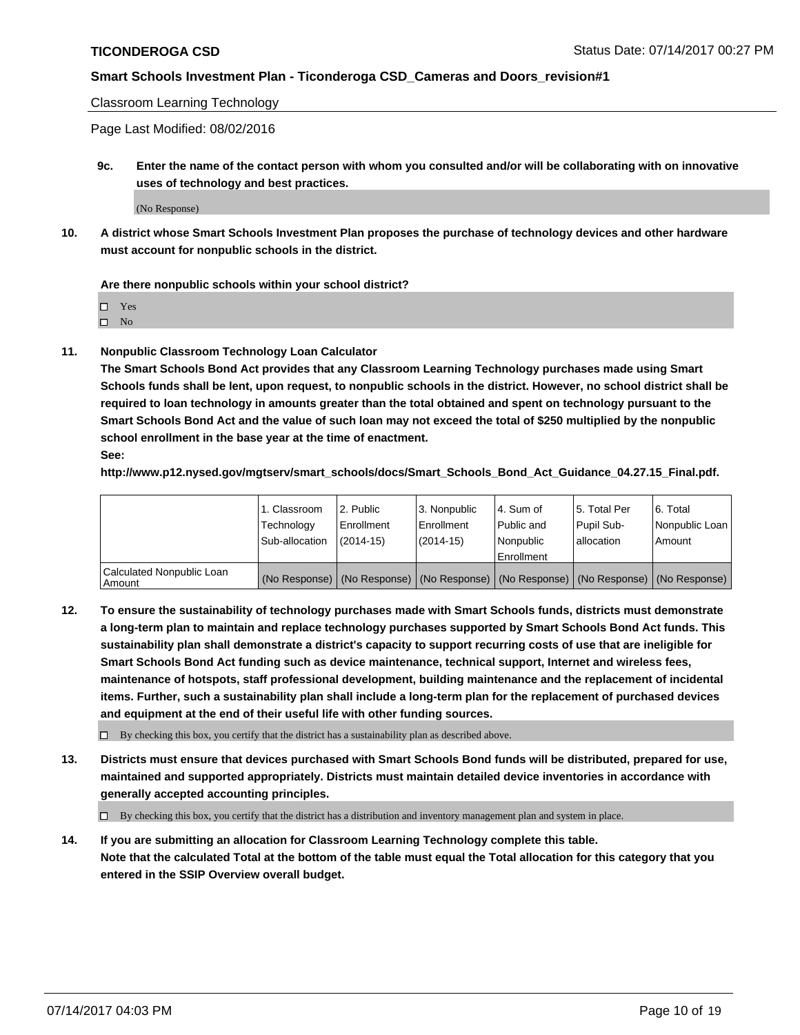Classroom Learning Technology

Page Last Modified: 08/02/2016

**9c. Enter the name of the contact person with whom you consulted and/or will be collaborating with on innovative uses of technology and best practices.**

(No Response)

**10. A district whose Smart Schools Investment Plan proposes the purchase of technology devices and other hardware must account for nonpublic schools in the district.**

**Are there nonpublic schools within your school district?**

- ☐ Yes
- ☐ No

**11. Nonpublic Classroom Technology Loan Calculator**

**The Smart Schools Bond Act provides that any Classroom Learning Technology purchases made using Smart Schools funds shall be lent, upon request, to nonpublic schools in the district. However, no school district shall be required to loan technology in amounts greater than the total obtained and spent on technology pursuant to the Smart Schools Bond Act and the value of such loan may not exceed the total of $250 multiplied by the nonpublic school enrollment in the base year at the time of enactment.**

**See:**

**http://www.p12.nysed.gov/mgtserv/smart_schools/docs/Smart_Schools_Bond_Act_Guidance_04.27.15_Final.pdf.**

| | 1. Classroom Technology Sub-allocation | 2. Public Enrollment (2014-15) | 3. Nonpublic Enrollment (2014-15) | 4. Sum of Public and Nonpublic Enrollment | 5. Total Per Pupil Sub-allocation | 6. Total Nonpublic Loan Amount |
|---|---|---|---|---|---|---|
| Calculated Nonpublic Loan Amount | (No Response) | (No Response) | (No Response) | (No Response) | (No Response) | (No Response) |

**12. To ensure the sustainability of technology purchases made with Smart Schools funds, districts must demonstrate a long-term plan to maintain and replace technology purchases supported by Smart Schools Bond Act funds. This sustainability plan shall demonstrate a district's capacity to support recurring costs of use that are ineligible for Smart Schools Bond Act funding such as device maintenance, technical support, Internet and wireless fees, maintenance of hotspots, staff professional development, building maintenance and the replacement of incidental items. Further, such a sustainability plan shall include a long-term plan for the replacement of purchased devices and equipment at the end of their useful life with other funding sources.**

☐ By checking this box, you certify that the district has a sustainability plan as described above.

**13. Districts must ensure that devices purchased with Smart Schools Bond funds will be distributed, prepared for use, maintained and supported appropriately. Districts must maintain detailed device inventories in accordance with generally accepted accounting principles.**

☐ By checking this box, you certify that the district has a distribution and inventory management plan and system in place.

**14. If you are submitting an allocation for Classroom Learning Technology complete this table. Note that the calculated Total at the bottom of the table must equal the Total allocation for this category that you entered in the SSIP Overview overall budget.**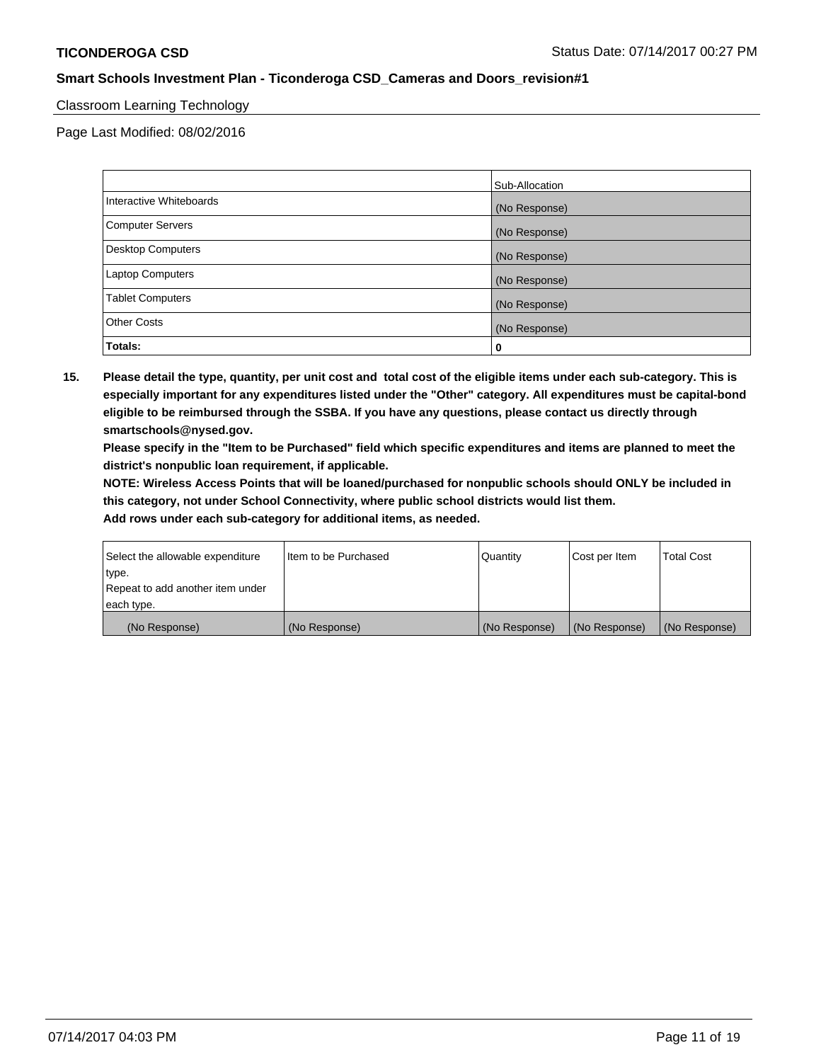Classroom Learning Technology

Page Last Modified: 08/02/2016

| | Sub-Allocation |
|---|---|
| Interactive Whiteboards | (No Response) |
| Computer Servers | (No Response) |
| Desktop Computers | (No Response) |
| Laptop Computers | (No Response) |
| Tablet Computers | (No Response) |
| Other Costs | (No Response) |
| **Totals:** | 0 |

**15. Please detail the type, quantity, per unit cost and total cost of the eligible items under each sub-category. This is especially important for any expenditures listed under the "Other" category. All expenditures must be capital-bond eligible to be reimbursed through the SSBA. If you have any questions, please contact us directly through smartschools@nysed.gov.**

**Please specify in the "Item to be Purchased" field which specific expenditures and items are planned to meet the district's nonpublic loan requirement, if applicable.**

**NOTE: Wireless Access Points that will be loaned/purchased for nonpublic schools should ONLY be included in this category, not under School Connectivity, where public school districts would list them.**

**Add rows under each sub-category for additional items, as needed.**

| Select the allowable expenditure type. Repeat to add another item under each type. | Item to be Purchased | Quantity | Cost per Item | Total Cost |
|---|---|---|---|---|
| (No Response) | (No Response) | (No Response) | (No Response) | (No Response) |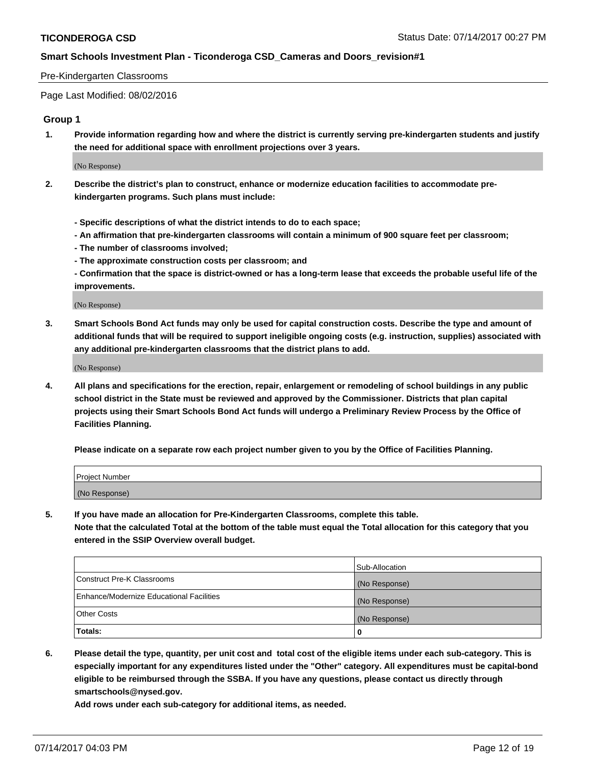Pre-Kindergarten Classrooms

Page Last Modified: 08/02/2016

## Group 1

1. **Provide information regarding how and where the district is currently serving pre-kindergarten students and justify the need for additional space with enrollment projections over 3 years.**

   (No Response)

2. **Describe the district's plan to construct, enhance or modernize education facilities to accommodate pre-kindergarten programs. Such plans must include:**

   **- Specific descriptions of what the district intends to do to each space;**
   **- An affirmation that pre-kindergarten classrooms will contain a minimum of 900 square feet per classroom;**
   **- The number of classrooms involved;**
   **- The approximate construction costs per classroom; and**
   **- Confirmation that the space is district-owned or has a long-term lease that exceeds the probable useful life of the improvements.**

   (No Response)

3. **Smart Schools Bond Act funds may only be used for capital construction costs. Describe the type and amount of additional funds that will be required to support ineligible ongoing costs (e.g. instruction, supplies) associated with any additional pre-kindergarten classrooms that the district plans to add.**

   (No Response)

4. **All plans and specifications for the erection, repair, enlargement or remodeling of school buildings in any public school district in the State must be reviewed and approved by the Commissioner. Districts that plan capital projects using their Smart Schools Bond Act funds will undergo a Preliminary Review Process by the Office of Facilities Planning.**

   **Please indicate on a separate row each project number given to you by the Office of Facilities Planning.**

| Project Number |
| --- |
| (No Response) |

5. **If you have made an allocation for Pre-Kindergarten Classrooms, complete this table.**
   **Note that the calculated Total at the bottom of the table must equal the Total allocation for this category that you entered in the SSIP Overview overall budget.**

| | Sub-Allocation |
| --- | --- |
| Construct Pre-K Classrooms | (No Response) |
| Enhance/Modernize Educational Facilities | (No Response) |
| Other Costs | (No Response) |
| **Totals:** | **0** |

6. **Please detail the type, quantity, per unit cost and total cost of the eligible items under each sub-category. This is especially important for any expenditures listed under the "Other" category. All expenditures must be capital-bond eligible to be reimbursed through the SSBA. If you have any questions, please contact us directly through smartschools@nysed.gov.**

   **Add rows under each sub-category for additional items, as needed.**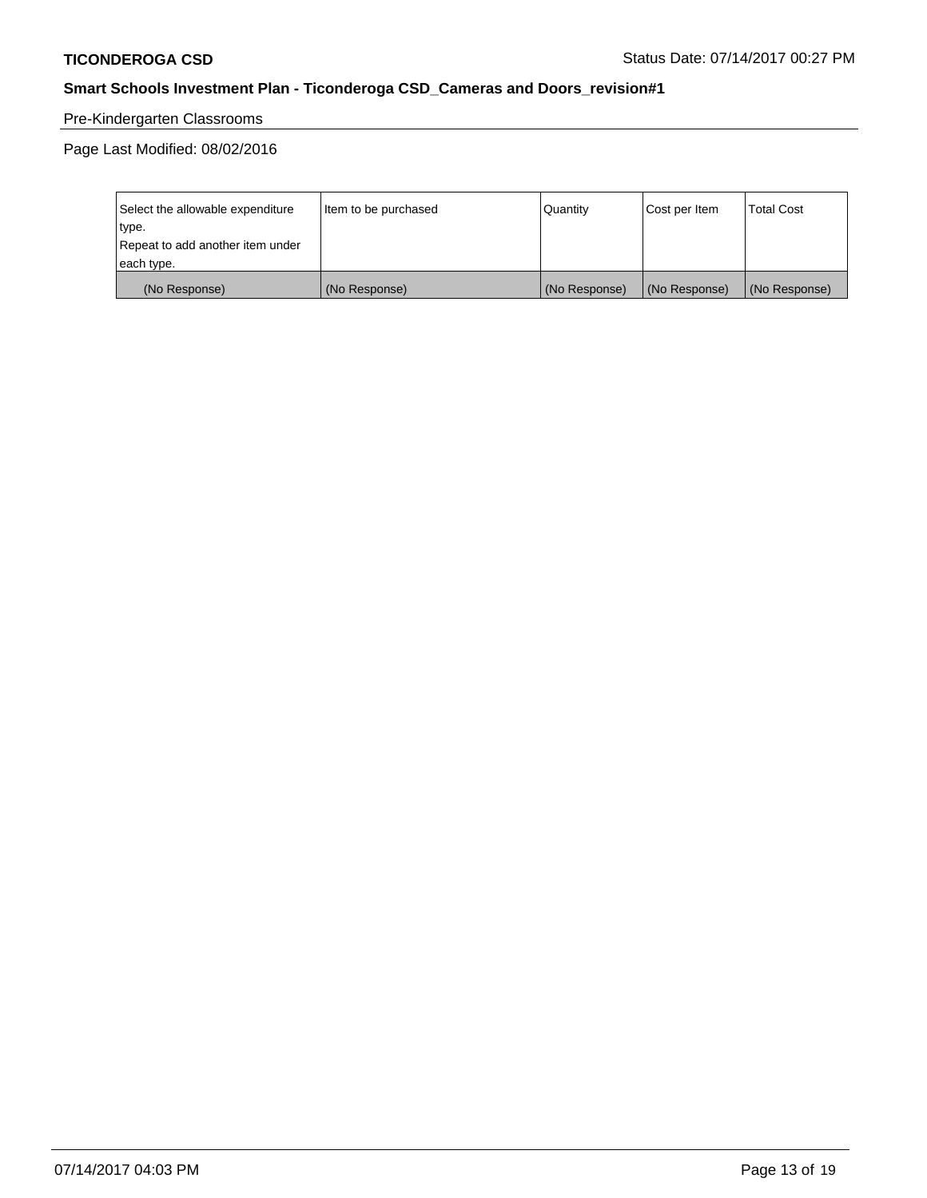Pre-Kindergarten Classrooms

Page Last Modified: 08/02/2016

| Select the allowable expenditure type. Repeat to add another item under each type. | Item to be purchased | Quantity | Cost per Item | Total Cost |
| --- | --- | --- | --- | --- |
| (No Response) | (No Response) | (No Response) | (No Response) | (No Response) |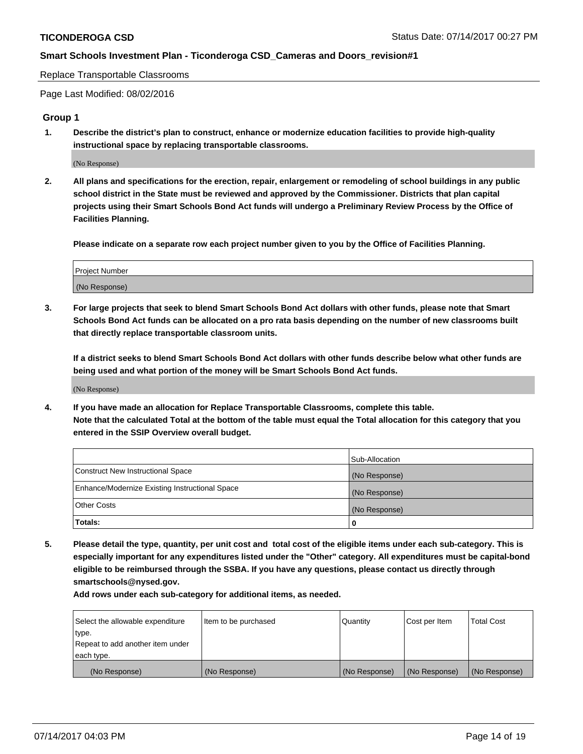Replace Transportable Classrooms

Page Last Modified: 08/02/2016

## Group 1

**1. Describe the district's plan to construct, enhance or modernize education facilities to provide high-quality instructional space by replacing transportable classrooms.**

(No Response)

**2. All plans and specifications for the erection, repair, enlargement or remodeling of school buildings in any public school district in the State must be reviewed and approved by the Commissioner. Districts that plan capital projects using their Smart Schools Bond Act funds will undergo a Preliminary Review Process by the Office of Facilities Planning.**

**Please indicate on a separate row each project number given to you by the Office of Facilities Planning.**

| Project Number |
|---|
| (No Response) |

**3. For large projects that seek to blend Smart Schools Bond Act dollars with other funds, please note that Smart Schools Bond Act funds can be allocated on a pro rata basis depending on the number of new classrooms built that directly replace transportable classroom units.**

**If a district seeks to blend Smart Schools Bond Act dollars with other funds describe below what other funds are being used and what portion of the money will be Smart Schools Bond Act funds.**

(No Response)

**4. If you have made an allocation for Replace Transportable Classrooms, complete this table. Note that the calculated Total at the bottom of the table must equal the Total allocation for this category that you entered in the SSIP Overview overall budget.**

| | Sub-Allocation |
|---|---|
| Construct New Instructional Space | (No Response) |
| Enhance/Modernize Existing Instructional Space | (No Response) |
| Other Costs | (No Response) |
| **Totals:** | **0** |

**5. Please detail the type, quantity, per unit cost and total cost of the eligible items under each sub-category. This is especially important for any expenditures listed under the "Other" category. All expenditures must be capital-bond eligible to be reimbursed through the SSBA. If you have any questions, please contact us directly through smartschools@nysed.gov.**

**Add rows under each sub-category for additional items, as needed.**

| Select the allowable expenditure type. Repeat to add another item under each type. | Item to be purchased | Quantity | Cost per Item | Total Cost |
|---|---|---|---|---|
| (No Response) | (No Response) | (No Response) | (No Response) | (No Response) |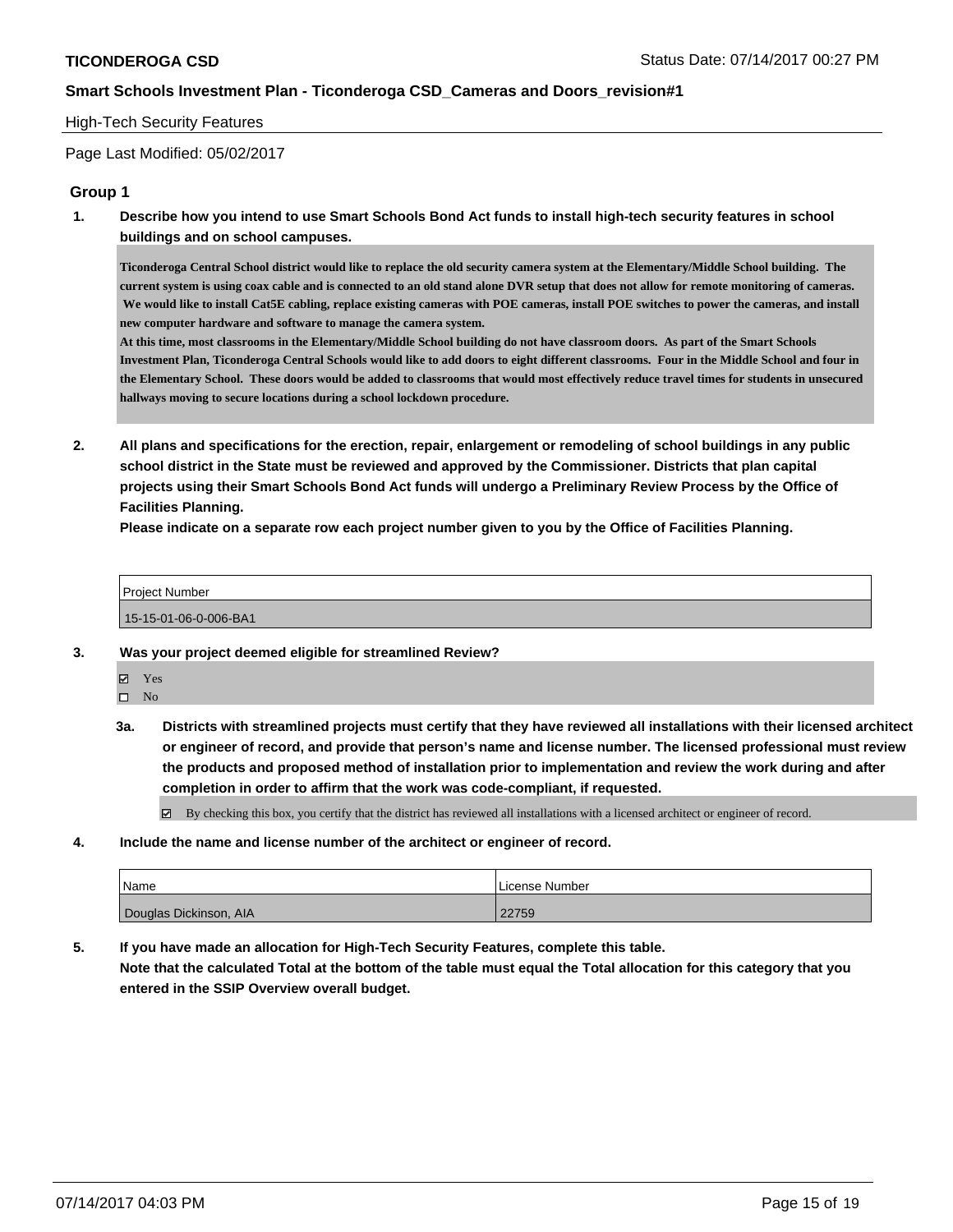**TICONDEROGA CSD** Status Date: 07/14/2017 00:27 PM

**Smart Schools Investment Plan - Ticonderoga CSD_Cameras and Doors_revision#1**

High-Tech Security Features

Page Last Modified: 05/02/2017

## Group 1

**1. Describe how you intend to use Smart Schools Bond Act funds to install high-tech security features in school buildings and on school campuses.**

**Ticonderoga Central School district would like to replace the old security camera system at the Elementary/Middle School building. The current system is using coax cable and is connected to an old stand alone DVR setup that does not allow for remote monitoring of cameras. We would like to install Cat5E cabling, replace existing cameras with POE cameras, install POE switches to power the cameras, and install new computer hardware and software to manage the camera system.**
**At this time, most classrooms in the Elementary/Middle School building do not have classroom doors. As part of the Smart Schools Investment Plan, Ticonderoga Central Schools would like to add doors to eight different classrooms. Four in the Middle School and four in the Elementary School. These doors would be added to classrooms that would most effectively reduce travel times for students in unsecured hallways moving to secure locations during a school lockdown procedure.**

**2. All plans and specifications for the erection, repair, enlargement or remodeling of school buildings in any public school district in the State must be reviewed and approved by the Commissioner. Districts that plan capital projects using their Smart Schools Bond Act funds will undergo a Preliminary Review Process by the Office of Facilities Planning.**
**Please indicate on a separate row each project number given to you by the Office of Facilities Planning.**

| Project Number |
|---|
| 15-15-01-06-0-006-BA1 |

**3. Was your project deemed eligible for streamlined Review?**

- ☑ Yes
- ☐ No

**3a. Districts with streamlined projects must certify that they have reviewed all installations with their licensed architect or engineer of record, and provide that person's name and license number. The licensed professional must review the products and proposed method of installation prior to implementation and review the work during and after completion in order to affirm that the work was code-compliant, if requested.**

- ☑ By checking this box, you certify that the district has reviewed all installations with a licensed architect or engineer of record.

**4. Include the name and license number of the architect or engineer of record.**

| Name | License Number |
|---|---|
| Douglas Dickinson, AIA | 22759 |

**5. If you have made an allocation for High-Tech Security Features, complete this table.**
**Note that the calculated Total at the bottom of the table must equal the Total allocation for this category that you entered in the SSIP Overview overall budget.**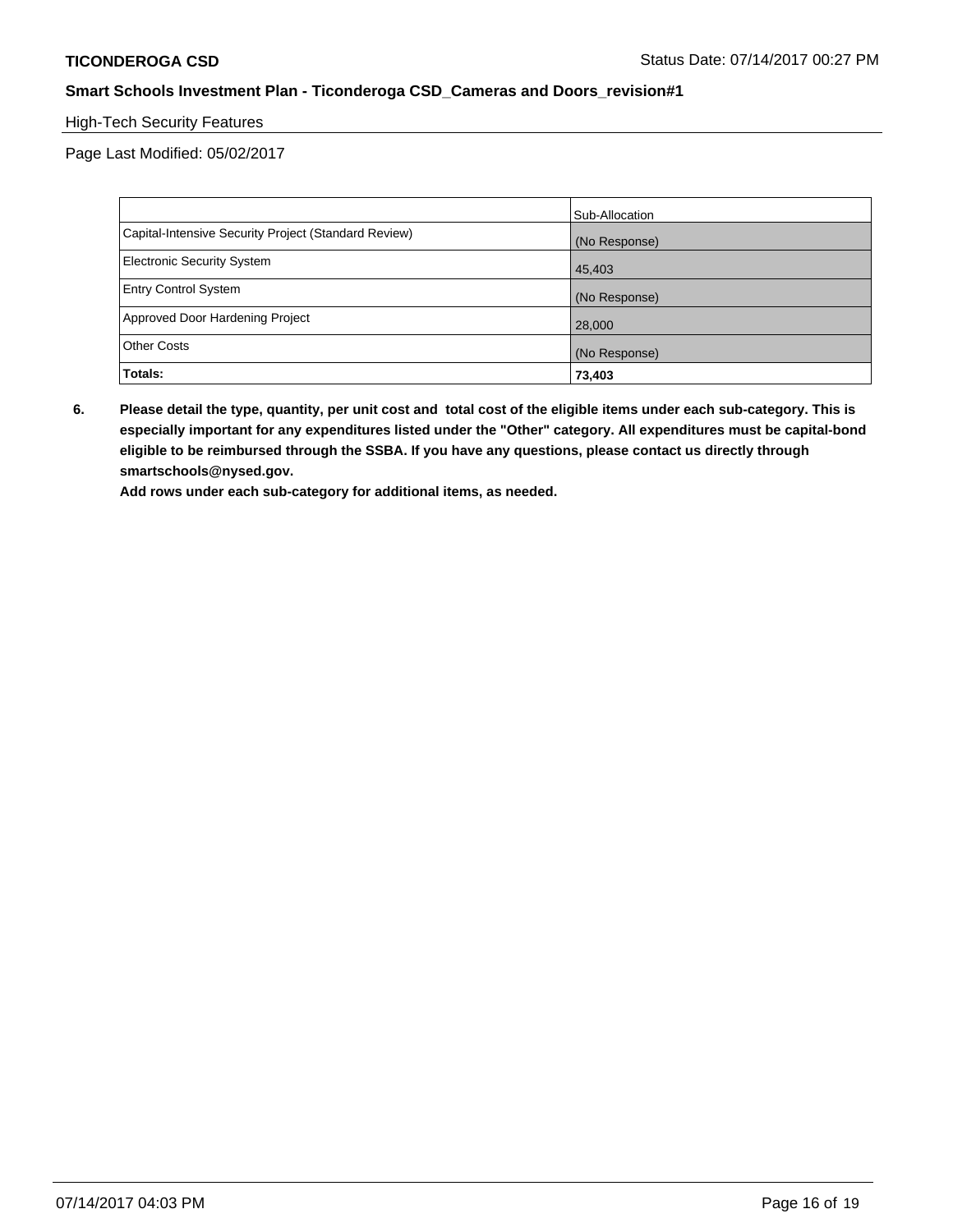High-Tech Security Features

Page Last Modified: 05/02/2017

| | Sub-Allocation |
|---|---|
| Capital-Intensive Security Project (Standard Review) | (No Response) |
| Electronic Security System | 45,403 |
| Entry Control System | (No Response) |
| Approved Door Hardening Project | 28,000 |
| Other Costs | (No Response) |
| **Totals:** | **73,403** |

**6. Please detail the type, quantity, per unit cost and total cost of the eligible items under each sub-category. This is especially important for any expenditures listed under the "Other" category. All expenditures must be capital-bond eligible to be reimbursed through the SSBA. If you have any questions, please contact us directly through smartschools@nysed.gov.**

**Add rows under each sub-category for additional items, as needed.**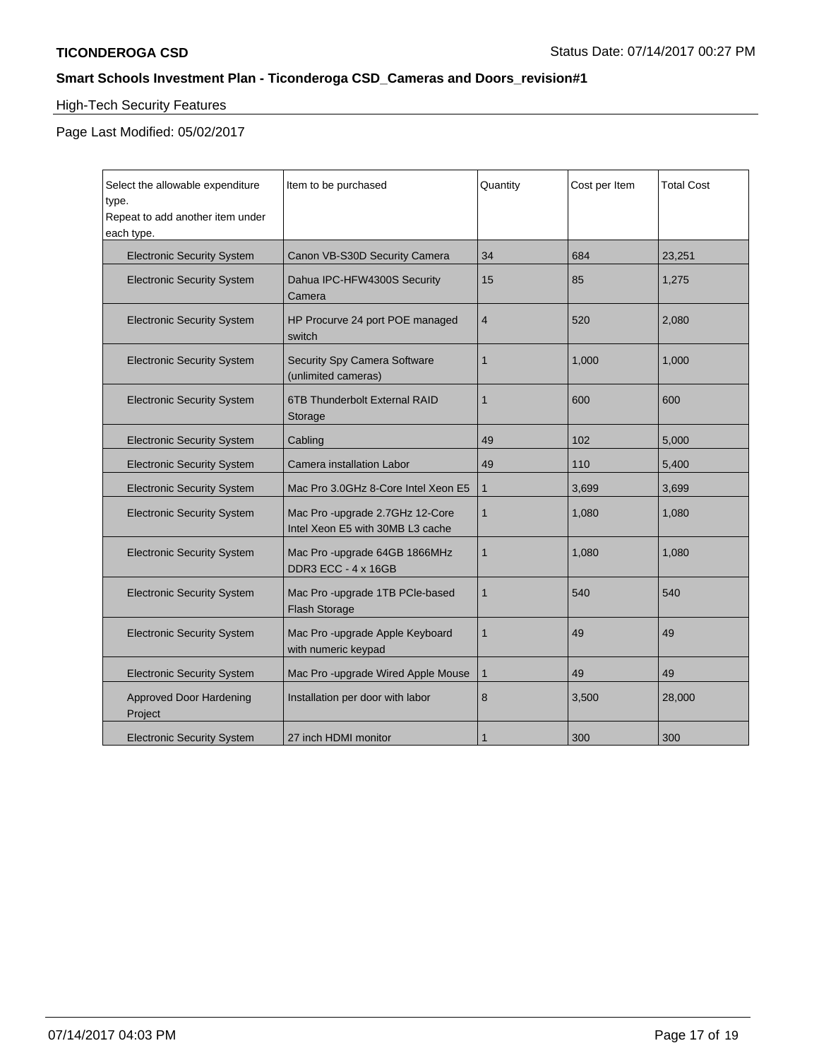**TICONDEROGA CSD**

Status Date: 07/14/2017 00:27 PM

## Smart Schools Investment Plan - Ticonderoga CSD_Cameras and Doors_revision#1

High-Tech Security Features

Page Last Modified: 05/02/2017

| Select the allowable expenditure type. Repeat to add another item under each type. | Item to be purchased | Quantity | Cost per Item | Total Cost |
|---|---|---|---|---|
| Electronic Security System | Canon VB-S30D Security Camera | 34 | 684 | 23,251 |
| Electronic Security System | Dahua IPC-HFW4300S Security Camera | 15 | 85 | 1,275 |
| Electronic Security System | HP Procurve 24 port POE managed switch | 4 | 520 | 2,080 |
| Electronic Security System | Security Spy Camera Software (unlimited cameras) | 1 | 1,000 | 1,000 |
| Electronic Security System | 6TB Thunderbolt External RAID Storage | 1 | 600 | 600 |
| Electronic Security System | Cabling | 49 | 102 | 5,000 |
| Electronic Security System | Camera installation Labor | 49 | 110 | 5,400 |
| Electronic Security System | Mac Pro 3.0GHz 8-Core Intel Xeon E5 | 1 | 3,699 | 3,699 |
| Electronic Security System | Mac Pro -upgrade 2.7GHz 12-Core Intel Xeon E5 with 30MB L3 cache | 1 | 1,080 | 1,080 |
| Electronic Security System | Mac Pro -upgrade 64GB 1866MHz DDR3 ECC - 4 x 16GB | 1 | 1,080 | 1,080 |
| Electronic Security System | Mac Pro -upgrade 1TB PCIe-based Flash Storage | 1 | 540 | 540 |
| Electronic Security System | Mac Pro -upgrade Apple Keyboard with numeric keypad | 1 | 49 | 49 |
| Electronic Security System | Mac Pro -upgrade Wired Apple Mouse | 1 | 49 | 49 |
| Approved Door Hardening Project | Installation per door with labor | 8 | 3,500 | 28,000 |
| Electronic Security System | 27 inch HDMI monitor | 1 | 300 | 300 |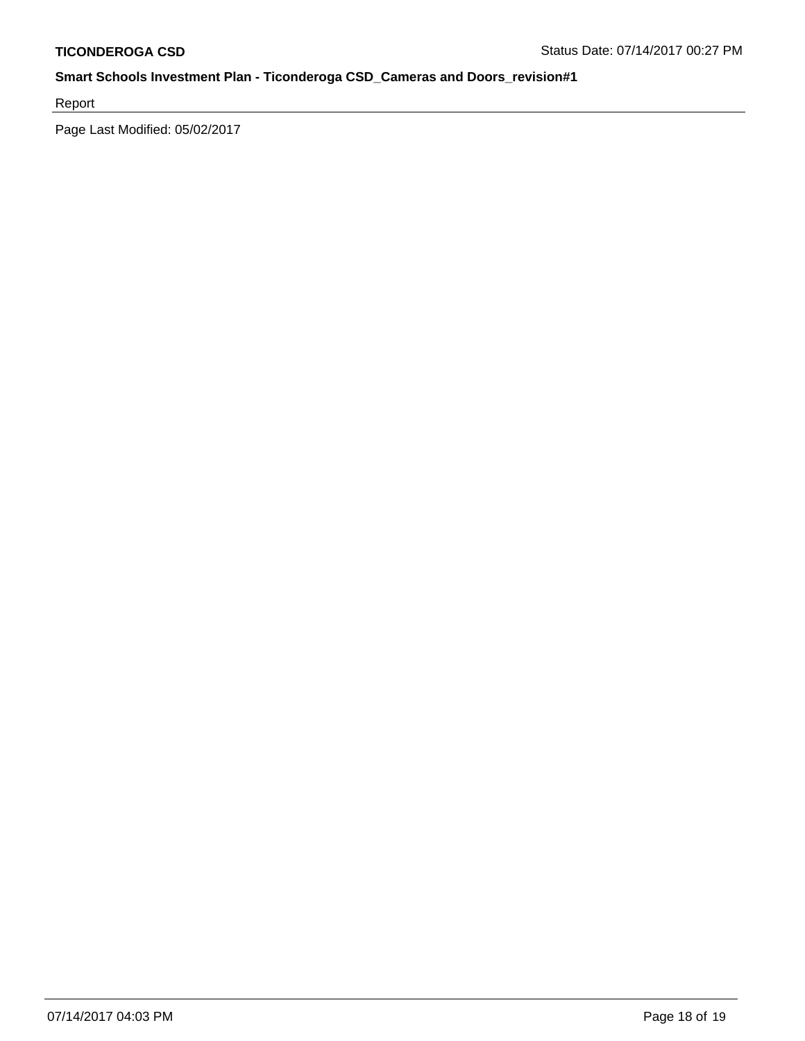Report

Page Last Modified: 05/02/2017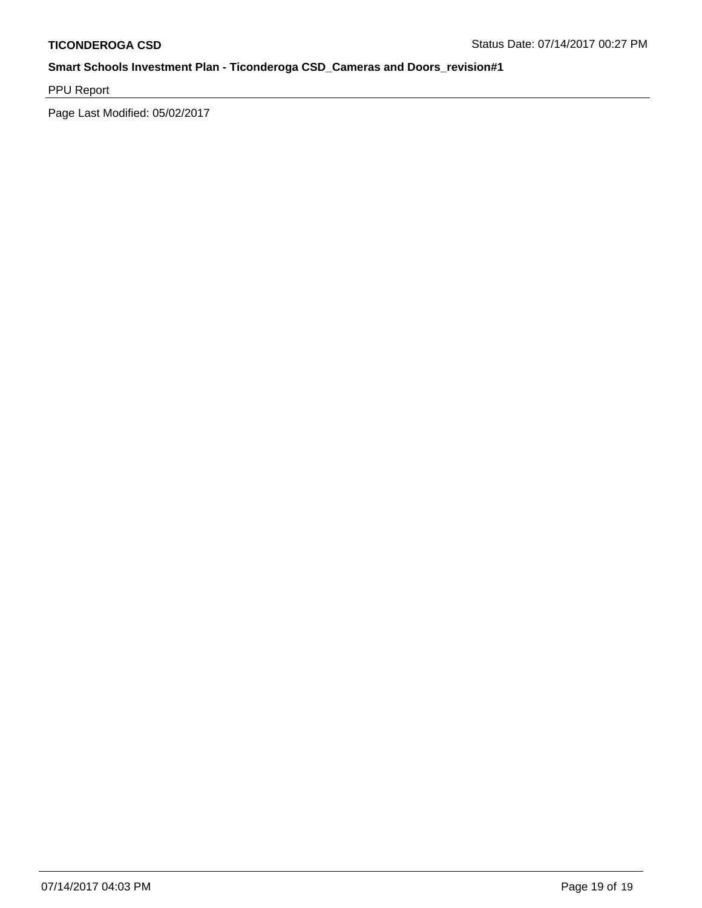PPU Report

Page Last Modified: 05/02/2017